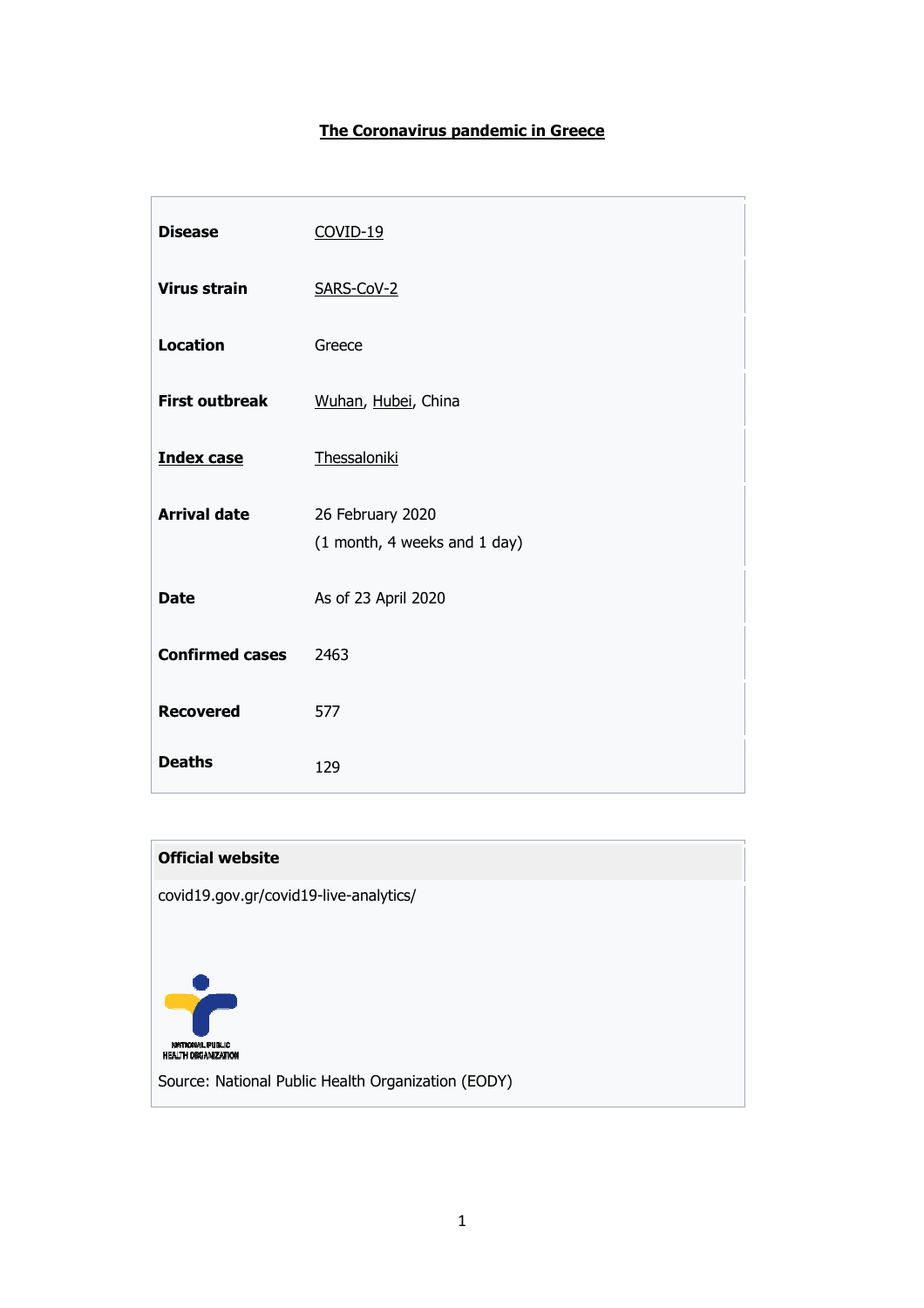# The Coronavirus pandemic in Greece

| | |
|---|---|
| **Disease** | COVID-19 |
| **Virus strain** | SARS-CoV-2 |
| **Location** | Greece |
| **First outbreak** | Wuhan, Hubei, China |
| **Index case** | Thessaloniki |
| **Arrival date** | 26 February 2020 (1 month, 4 weeks and 1 day) |
| **Date** | As of 23 April 2020 |
| **Confirmed cases** | 2463 |
| **Recovered** | 577 |
| **Deaths** | 129 |

| **Official website** |
|---|
| covid19.gov.gr/covid19-live-analytics/ |
| NATIONAL PUBLIC HEALTH ORGANIZATION |
| Source: National Public Health Organization (EODY) |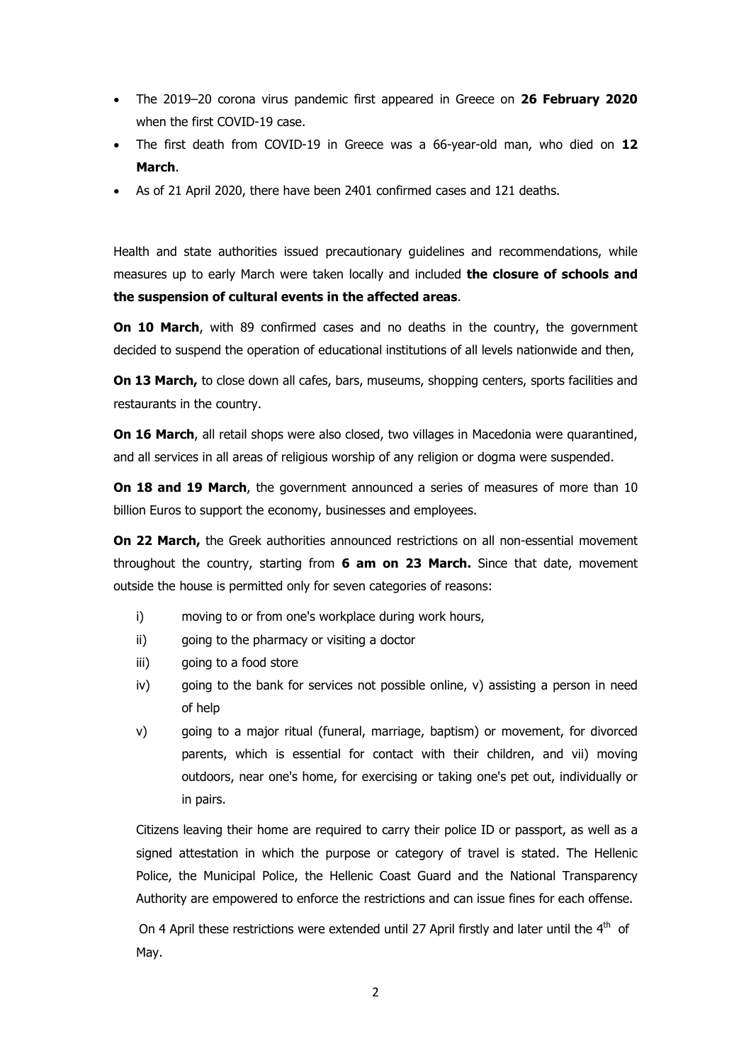- The 2019–20 corona virus pandemic first appeared in Greece on **26 February 2020** when the first COVID-19 case.
- The first death from COVID-19 in Greece was a 66-year-old man, who died on **12 March**.
- As of 21 April 2020, there have been 2401 confirmed cases and 121 deaths.

Health and state authorities issued precautionary guidelines and recommendations, while measures up to early March were taken locally and included **the closure of schools and the suspension of cultural events in the affected areas**.

**On 10 March**, with 89 confirmed cases and no deaths in the country, the government decided to suspend the operation of educational institutions of all levels nationwide and then,

**On 13 March,** to close down all cafes, bars, museums, shopping centers, sports facilities and restaurants in the country.

**On 16 March**, all retail shops were also closed, two villages in Macedonia were quarantined, and all services in all areas of religious worship of any religion or dogma were suspended.

**On 18 and 19 March**, the government announced a series of measures of more than 10 billion Euros to support the economy, businesses and employees.

**On 22 March,** the Greek authorities announced restrictions on all non-essential movement throughout the country, starting from **6 am on 23 March.** Since that date, movement outside the house is permitted only for seven categories of reasons:

i) moving to or from one's workplace during work hours,

ii) going to the pharmacy or visiting a doctor

iii) going to a food store

iv) going to the bank for services not possible online, v) assisting a person in need of help

v) going to a major ritual (funeral, marriage, baptism) or movement, for divorced parents, which is essential for contact with their children, and vii) moving outdoors, near one's home, for exercising or taking one's pet out, individually or in pairs.

Citizens leaving their home are required to carry their police ID or passport, as well as a signed attestation in which the purpose or category of travel is stated. The Hellenic Police, the Municipal Police, the Hellenic Coast Guard and the National Transparency Authority are empowered to enforce the restrictions and can issue fines for each offense.

On 4 April these restrictions were extended until 27 April firstly and later until the 4th of May.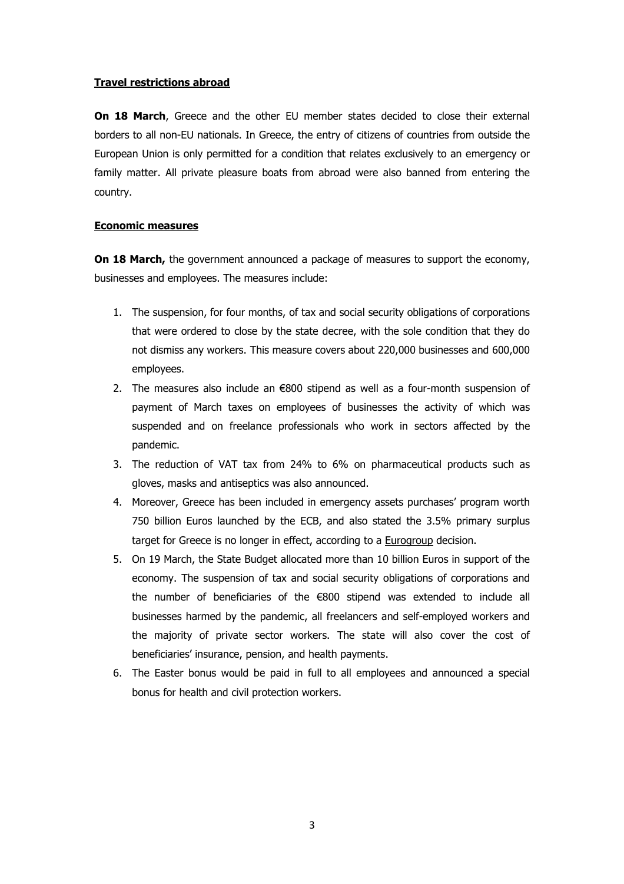## Travel restrictions abroad

**On 18 March**, Greece and the other EU member states decided to close their external borders to all non-EU nationals. In Greece, the entry of citizens of countries from outside the European Union is only permitted for a condition that relates exclusively to an emergency or family matter. All private pleasure boats from abroad were also banned from entering the country.

## Economic measures

**On 18 March,** the government announced a package of measures to support the economy, businesses and employees. The measures include:

1. The suspension, for four months, of tax and social security obligations of corporations that were ordered to close by the state decree, with the sole condition that they do not dismiss any workers. This measure covers about 220,000 businesses and 600,000 employees.
2. The measures also include an €800 stipend as well as a four-month suspension of payment of March taxes on employees of businesses the activity of which was suspended and on freelance professionals who work in sectors affected by the pandemic.
3. The reduction of VAT tax from 24% to 6% on pharmaceutical products such as gloves, masks and antiseptics was also announced.
4. Moreover, Greece has been included in emergency assets purchases' program worth 750 billion Euros launched by the ECB, and also stated the 3.5% primary surplus target for Greece is no longer in effect, according to a Eurogroup decision.
5. On 19 March, the State Budget allocated more than 10 billion Euros in support of the economy. The suspension of tax and social security obligations of corporations and the number of beneficiaries of the €800 stipend was extended to include all businesses harmed by the pandemic, all freelancers and self-employed workers and the majority of private sector workers. The state will also cover the cost of beneficiaries' insurance, pension, and health payments.
6. The Easter bonus would be paid in full to all employees and announced a special bonus for health and civil protection workers.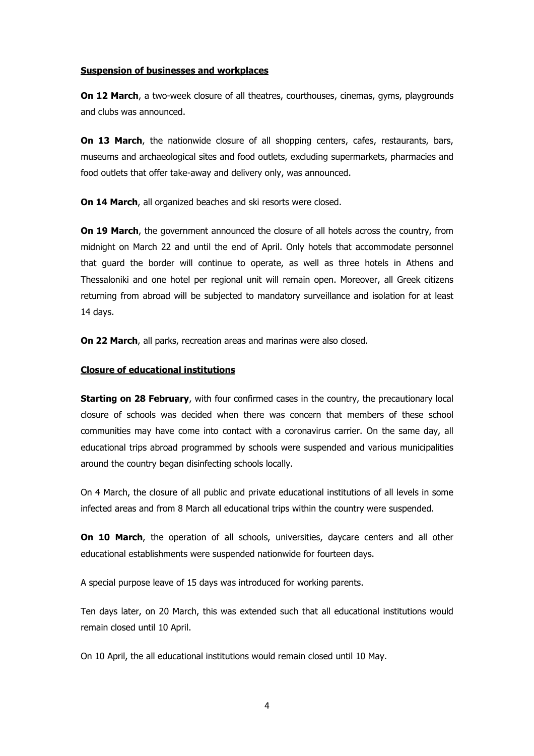**Suspension of businesses and workplaces**

**On 12 March**, a two-week closure of all theatres, courthouses, cinemas, gyms, playgrounds and clubs was announced.

**On 13 March**, the nationwide closure of all shopping centers, cafes, restaurants, bars, museums and archaeological sites and food outlets, excluding supermarkets, pharmacies and food outlets that offer take-away and delivery only, was announced.

**On 14 March**, all organized beaches and ski resorts were closed.

**On 19 March**, the government announced the closure of all hotels across the country, from midnight on March 22 and until the end of April. Only hotels that accommodate personnel that guard the border will continue to operate, as well as three hotels in Athens and Thessaloniki and one hotel per regional unit will remain open. Moreover, all Greek citizens returning from abroad will be subjected to mandatory surveillance and isolation for at least 14 days.

**On 22 March**, all parks, recreation areas and marinas were also closed.

**Closure of educational institutions**

**Starting on 28 February**, with four confirmed cases in the country, the precautionary local closure of schools was decided when there was concern that members of these school communities may have come into contact with a coronavirus carrier. On the same day, all educational trips abroad programmed by schools were suspended and various municipalities around the country began disinfecting schools locally.

On 4 March, the closure of all public and private educational institutions of all levels in some infected areas and from 8 March all educational trips within the country were suspended.

**On 10 March**, the operation of all schools, universities, daycare centers and all other educational establishments were suspended nationwide for fourteen days.

A special purpose leave of 15 days was introduced for working parents.

Ten days later, on 20 March, this was extended such that all educational institutions would remain closed until 10 April.

On 10 April, the all educational institutions would remain closed until 10 May.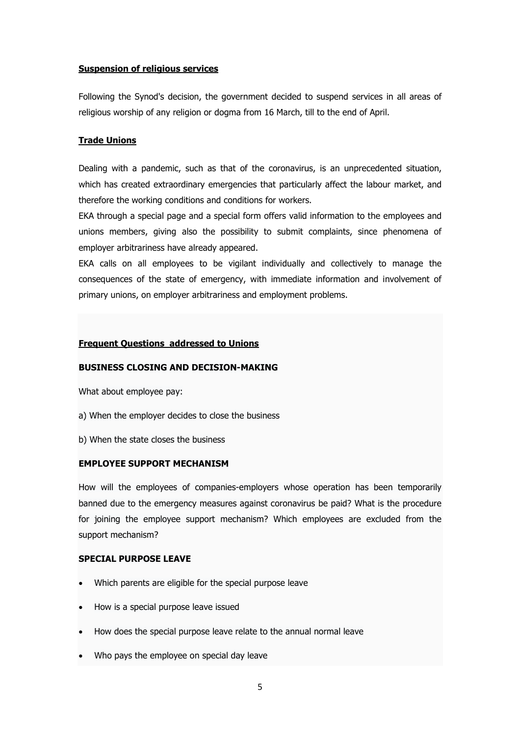**Suspension of religious services**

Following the Synod's decision, the government decided to suspend services in all areas of religious worship of any religion or dogma from 16 March, till to the end of April.

**Trade Unions**

Dealing with a pandemic, such as that of the coronavirus, is an unprecedented situation, which has created extraordinary emergencies that particularly affect the labour market, and therefore the working conditions and conditions for workers.

EKA through a special page and a special form offers valid information to the employees and unions members, giving also the possibility to submit complaints, since phenomena of employer arbitrariness have already appeared.

EKA calls on all employees to be vigilant individually and collectively to manage the consequences of the state of emergency, with immediate information and involvement of primary unions, on employer arbitrariness and employment problems.

**Frequent Questions addressed to Unions**

**BUSINESS CLOSING AND DECISION-MAKING**

What about employee pay:

a) When the employer decides to close the business

b) When the state closes the business

**EMPLOYEE SUPPORT MECHANISM**

How will the employees of companies-employers whose operation has been temporarily banned due to the emergency measures against coronavirus be paid? What is the procedure for joining the employee support mechanism? Which employees are excluded from the support mechanism?

**SPECIAL PURPOSE LEAVE**

- Which parents are eligible for the special purpose leave
- How is a special purpose leave issued
- How does the special purpose leave relate to the annual normal leave
- Who pays the employee on special day leave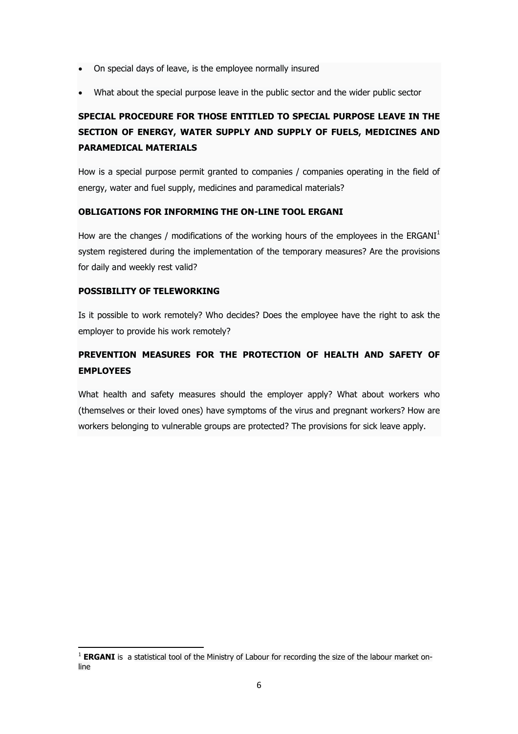- On special days of leave, is the employee normally insured
- What about the special purpose leave in the public sector and the wider public sector

**SPECIAL PROCEDURE FOR THOSE ENTITLED TO SPECIAL PURPOSE LEAVE IN THE SECTION OF ENERGY, WATER SUPPLY AND SUPPLY OF FUELS, MEDICINES AND PARAMEDICAL MATERIALS**

How is a special purpose permit granted to companies / companies operating in the field of energy, water and fuel supply, medicines and paramedical materials?

**OBLIGATIONS FOR INFORMING THE ON-LINE TOOL ERGANI**

How are the changes / modifications of the working hours of the employees in the ERGANI[1] system registered during the implementation of the temporary measures? Are the provisions for daily and weekly rest valid?

**POSSIBILITY OF TELEWORKING**

Is it possible to work remotely? Who decides? Does the employee have the right to ask the employer to provide his work remotely?

**PREVENTION MEASURES FOR THE PROTECTION OF HEALTH AND SAFETY OF EMPLOYEES**

What health and safety measures should the employer apply? What about workers who (themselves or their loved ones) have symptoms of the virus and pregnant workers? How are workers belonging to vulnerable groups are protected? The provisions for sick leave apply.

[1] **ERGANI** is a statistical tool of the Ministry of Labour for recording the size of the labour market on-line